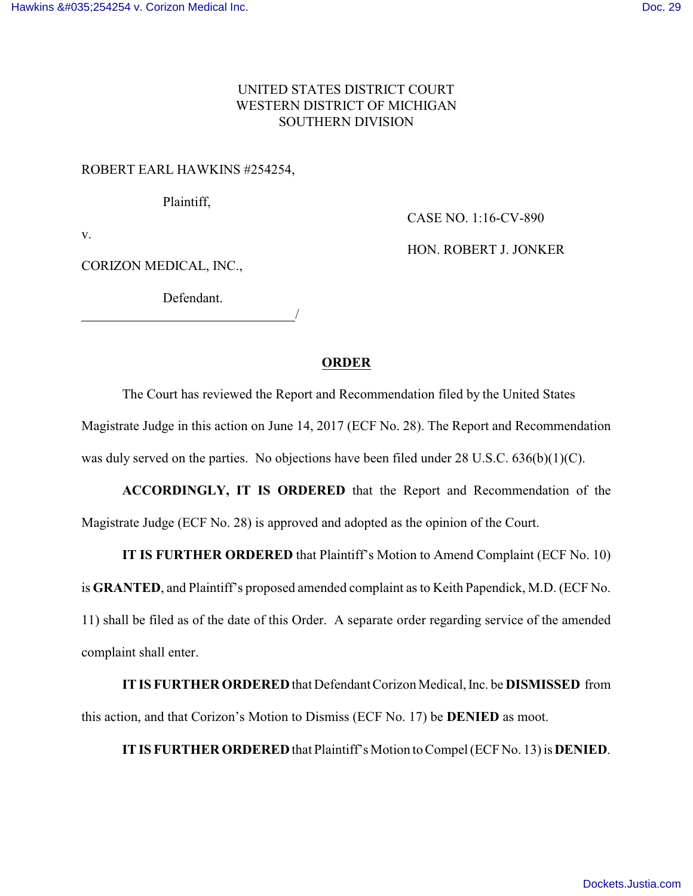UNITED STATES DISTRICT COURT
WESTERN DISTRICT OF MICHIGAN
SOUTHERN DIVISION

ROBERT EARL HAWKINS #254254,

Plaintiff,

v.

CORIZON MEDICAL, INC.,

Defendant.

CASE NO. 1:16-CV-890

HON. ROBERT J. JONKER

## ORDER

The Court has reviewed the Report and Recommendation filed by the United States Magistrate Judge in this action on June 14, 2017 (ECF No. 28). The Report and Recommendation was duly served on the parties. No objections have been filed under 28 U.S.C. 636(b)(1)(C).

**ACCORDINGLY, IT IS ORDERED** that the Report and Recommendation of the Magistrate Judge (ECF No. 28) is approved and adopted as the opinion of the Court.

**IT IS FURTHER ORDERED** that Plaintiff's Motion to Amend Complaint (ECF No. 10) is **GRANTED**, and Plaintiff's proposed amended complaint as to Keith Papendick, M.D. (ECF No. 11) shall be filed as of the date of this Order. A separate order regarding service of the amended complaint shall enter.

**IT IS FURTHER ORDERED** that Defendant Corizon Medical, Inc. be **DISMISSED** from this action, and that Corizon's Motion to Dismiss (ECF No. 17) be **DENIED** as moot.

**IT IS FURTHER ORDERED** that Plaintiff's Motion to Compel (ECF No. 13) is **DENIED**.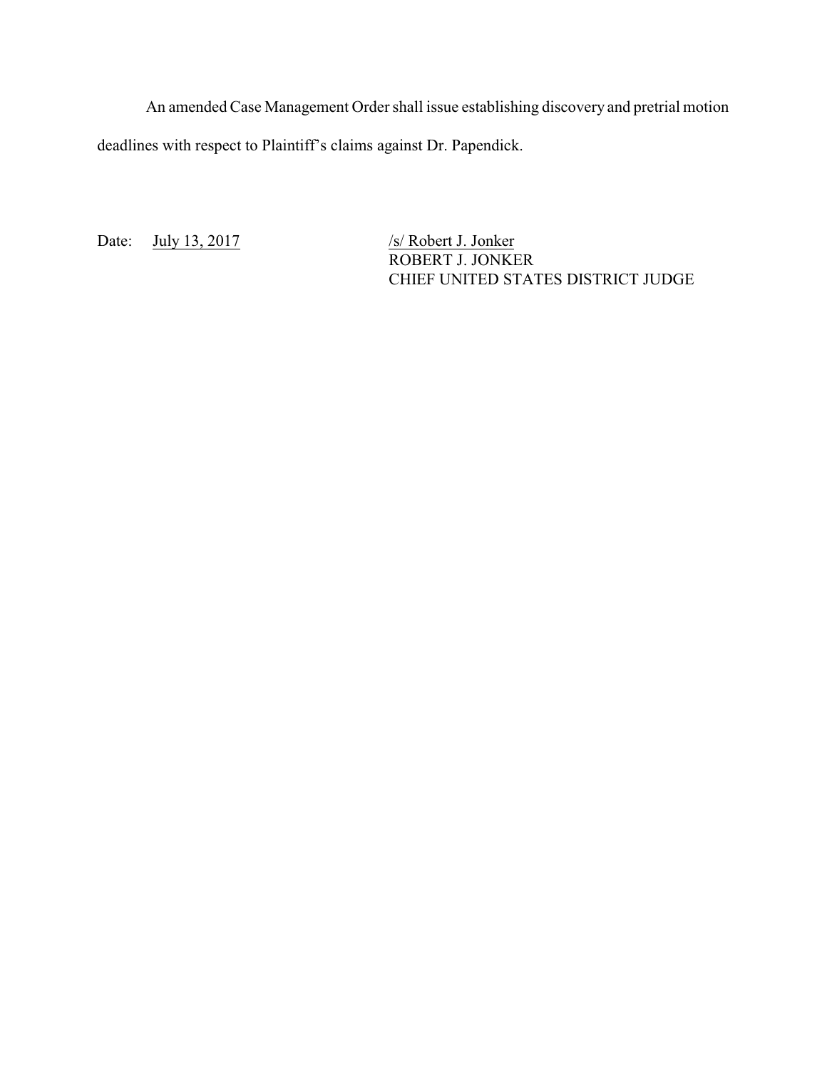An amended Case Management Order shall issue establishing discovery and pretrial motion deadlines with respect to Plaintiff's claims against Dr. Papendick.

Date: July 13, 2017

/s/ Robert J. Jonker
ROBERT J. JONKER
CHIEF UNITED STATES DISTRICT JUDGE